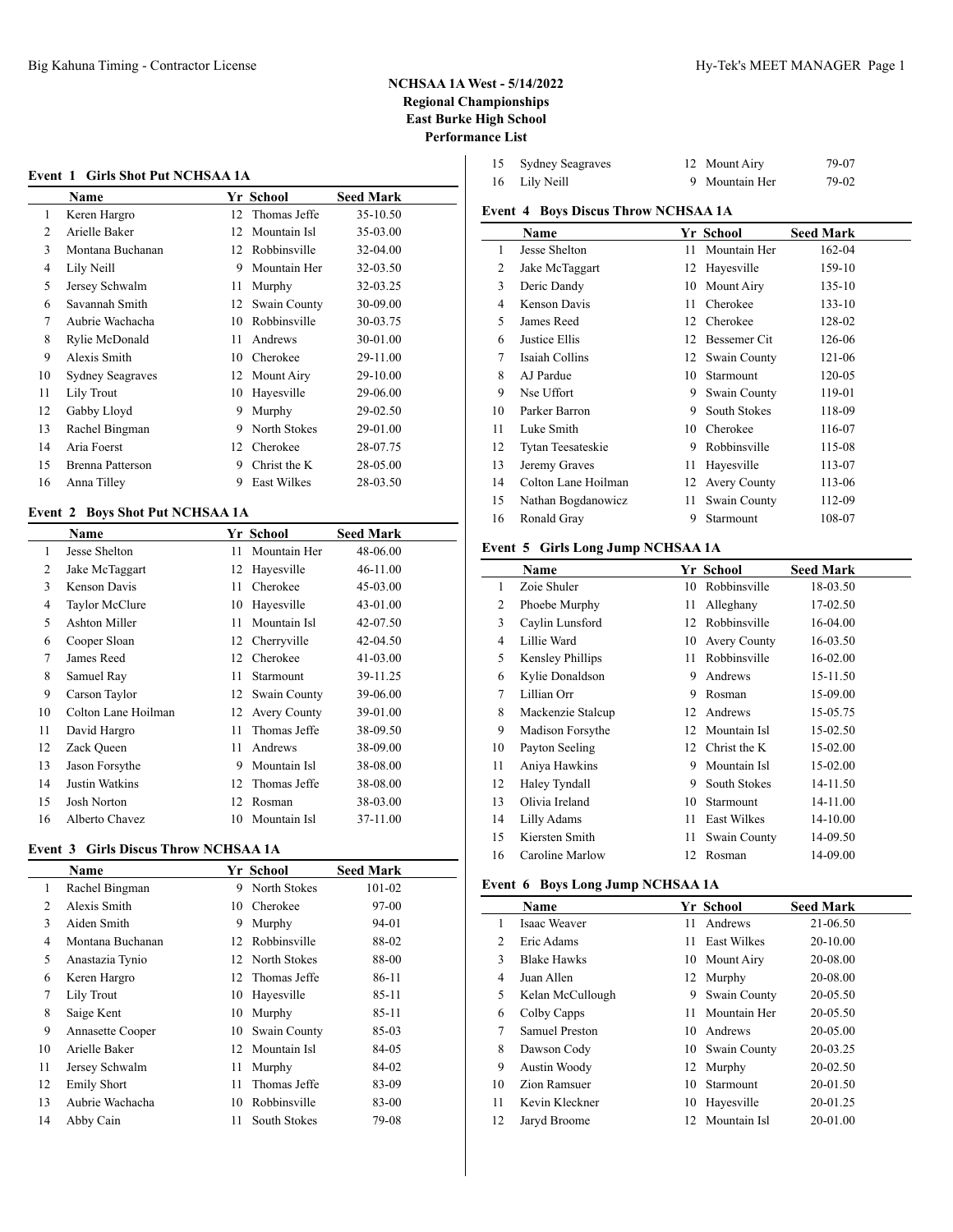# NCHSAA 1A West - 5/14/2022
## Regional Championships
## East Burke High School
## Performance List

### Event 1 Girls Shot Put NCHSAA 1A

| | Name | Yr | School | Seed Mark |
|---|---|---|---|---|
| 1 | Keren Hargro | 12 | Thomas Jeffe | 35-10.50 |
| 2 | Arielle Baker | 12 | Mountain Isl | 35-03.00 |
| 3 | Montana Buchanan | 12 | Robbinsville | 32-04.00 |
| 4 | Lily Neill | 9 | Mountain Her | 32-03.50 |
| 5 | Jersey Schwalm | 11 | Murphy | 32-03.25 |
| 6 | Savannah Smith | 12 | Swain County | 30-09.00 |
| 7 | Aubrie Wachacha | 10 | Robbinsville | 30-03.75 |
| 8 | Rylie McDonald | 11 | Andrews | 30-01.00 |
| 9 | Alexis Smith | 10 | Cherokee | 29-11.00 |
| 10 | Sydney Seagraves | 12 | Mount Airy | 29-10.00 |
| 11 | Lily Trout | 10 | Hayesville | 29-06.00 |
| 12 | Gabby Lloyd | 9 | Murphy | 29-02.50 |
| 13 | Rachel Bingman | 9 | North Stokes | 29-01.00 |
| 14 | Aria Foerst | 12 | Cherokee | 28-07.75 |
| 15 | Brenna Patterson | 9 | Christ the K | 28-05.00 |
| 16 | Anna Tilley | 9 | East Wilkes | 28-03.50 |

### Event 2 Boys Shot Put NCHSAA 1A

| | Name | Yr | School | Seed Mark |
|---|---|---|---|---|
| 1 | Jesse Shelton | 11 | Mountain Her | 48-06.00 |
| 2 | Jake McTaggart | 12 | Hayesville | 46-11.00 |
| 3 | Kenson Davis | 11 | Cherokee | 45-03.00 |
| 4 | Taylor McClure | 10 | Hayesville | 43-01.00 |
| 5 | Ashton Miller | 11 | Mountain Isl | 42-07.50 |
| 6 | Cooper Sloan | 12 | Cherryville | 42-04.50 |
| 7 | James Reed | 12 | Cherokee | 41-03.00 |
| 8 | Samuel Ray | 11 | Starmount | 39-11.25 |
| 9 | Carson Taylor | 12 | Swain County | 39-06.00 |
| 10 | Colton Lane Hoilman | 12 | Avery County | 39-01.00 |
| 11 | David Hargro | 11 | Thomas Jeffe | 38-09.50 |
| 12 | Zack Queen | 11 | Andrews | 38-09.00 |
| 13 | Jason Forsythe | 9 | Mountain Isl | 38-08.00 |
| 14 | Justin Watkins | 12 | Thomas Jeffe | 38-08.00 |
| 15 | Josh Norton | 12 | Rosman | 38-03.00 |
| 16 | Alberto Chavez | 10 | Mountain Isl | 37-11.00 |

### Event 3 Girls Discus Throw NCHSAA 1A

| | Name | Yr | School | Seed Mark |
|---|---|---|---|---|
| 1 | Rachel Bingman | 9 | North Stokes | 101-02 |
| 2 | Alexis Smith | 10 | Cherokee | 97-00 |
| 3 | Aiden Smith | 9 | Murphy | 94-01 |
| 4 | Montana Buchanan | 12 | Robbinsville | 88-02 |
| 5 | Anastazia Tynio | 12 | North Stokes | 88-00 |
| 6 | Keren Hargro | 12 | Thomas Jeffe | 86-11 |
| 7 | Lily Trout | 10 | Hayesville | 85-11 |
| 8 | Saige Kent | 10 | Murphy | 85-11 |
| 9 | Annasette Cooper | 10 | Swain County | 85-03 |
| 10 | Arielle Baker | 12 | Mountain Isl | 84-05 |
| 11 | Jersey Schwalm | 11 | Murphy | 84-02 |
| 12 | Emily Short | 11 | Thomas Jeffe | 83-09 |
| 13 | Aubrie Wachacha | 10 | Robbinsville | 83-00 |
| 14 | Abby Cain | 11 | South Stokes | 79-08 |
| 15 | Sydney Seagraves | 12 | Mount Airy | 79-07 |
| 16 | Lily Neill | 9 | Mountain Her | 79-02 |

### Event 4 Boys Discus Throw NCHSAA 1A

| | Name | Yr | School | Seed Mark |
|---|---|---|---|---|
| 1 | Jesse Shelton | 11 | Mountain Her | 162-04 |
| 2 | Jake McTaggart | 12 | Hayesville | 159-10 |
| 3 | Deric Dandy | 10 | Mount Airy | 135-10 |
| 4 | Kenson Davis | 11 | Cherokee | 133-10 |
| 5 | James Reed | 12 | Cherokee | 128-02 |
| 6 | Justice Ellis | 12 | Bessemer Cit | 126-06 |
| 7 | Isaiah Collins | 12 | Swain County | 121-06 |
| 8 | AJ Pardue | 10 | Starmount | 120-05 |
| 9 | Nse Uffort | 9 | Swain County | 119-01 |
| 10 | Parker Barron | 9 | South Stokes | 118-09 |
| 11 | Luke Smith | 10 | Cherokee | 116-07 |
| 12 | Tytan Teesateskie | 9 | Robbinsville | 115-08 |
| 13 | Jeremy Graves | 11 | Hayesville | 113-07 |
| 14 | Colton Lane Hoilman | 12 | Avery County | 113-06 |
| 15 | Nathan Bogdanowicz | 11 | Swain County | 112-09 |
| 16 | Ronald Gray | 9 | Starmount | 108-07 |

### Event 5 Girls Long Jump NCHSAA 1A

| | Name | Yr | School | Seed Mark |
|---|---|---|---|---|
| 1 | Zoie Shuler | 10 | Robbinsville | 18-03.50 |
| 2 | Phoebe Murphy | 11 | Alleghany | 17-02.50 |
| 3 | Caylin Lunsford | 12 | Robbinsville | 16-04.00 |
| 4 | Lillie Ward | 10 | Avery County | 16-03.50 |
| 5 | Kensley Phillips | 11 | Robbinsville | 16-02.00 |
| 6 | Kylie Donaldson | 9 | Andrews | 15-11.50 |
| 7 | Lillian Orr | 9 | Rosman | 15-09.00 |
| 8 | Mackenzie Stalcup | 12 | Andrews | 15-05.75 |
| 9 | Madison Forsythe | 12 | Mountain Isl | 15-02.50 |
| 10 | Payton Seeling | 12 | Christ the K | 15-02.00 |
| 11 | Aniya Hawkins | 9 | Mountain Isl | 15-02.00 |
| 12 | Haley Tyndall | 9 | South Stokes | 14-11.50 |
| 13 | Olivia Ireland | 10 | Starmount | 14-11.00 |
| 14 | Lilly Adams | 11 | East Wilkes | 14-10.00 |
| 15 | Kiersten Smith | 11 | Swain County | 14-09.50 |
| 16 | Caroline Marlow | 12 | Rosman | 14-09.00 |

### Event 6 Boys Long Jump NCHSAA 1A

| | Name | Yr | School | Seed Mark |
|---|---|---|---|---|
| 1 | Isaac Weaver | 11 | Andrews | 21-06.50 |
| 2 | Eric Adams | 11 | East Wilkes | 20-10.00 |
| 3 | Blake Hawks | 10 | Mount Airy | 20-08.00 |
| 4 | Juan Allen | 12 | Murphy | 20-08.00 |
| 5 | Kelan McCullough | 9 | Swain County | 20-05.50 |
| 6 | Colby Capps | 11 | Mountain Her | 20-05.50 |
| 7 | Samuel Preston | 10 | Andrews | 20-05.00 |
| 8 | Dawson Cody | 10 | Swain County | 20-03.25 |
| 9 | Austin Woody | 12 | Murphy | 20-02.50 |
| 10 | Zion Ramsuer | 10 | Starmount | 20-01.50 |
| 11 | Kevin Kleckner | 10 | Hayesville | 20-01.25 |
| 12 | Jaryd Broome | 12 | Mountain Isl | 20-01.00 |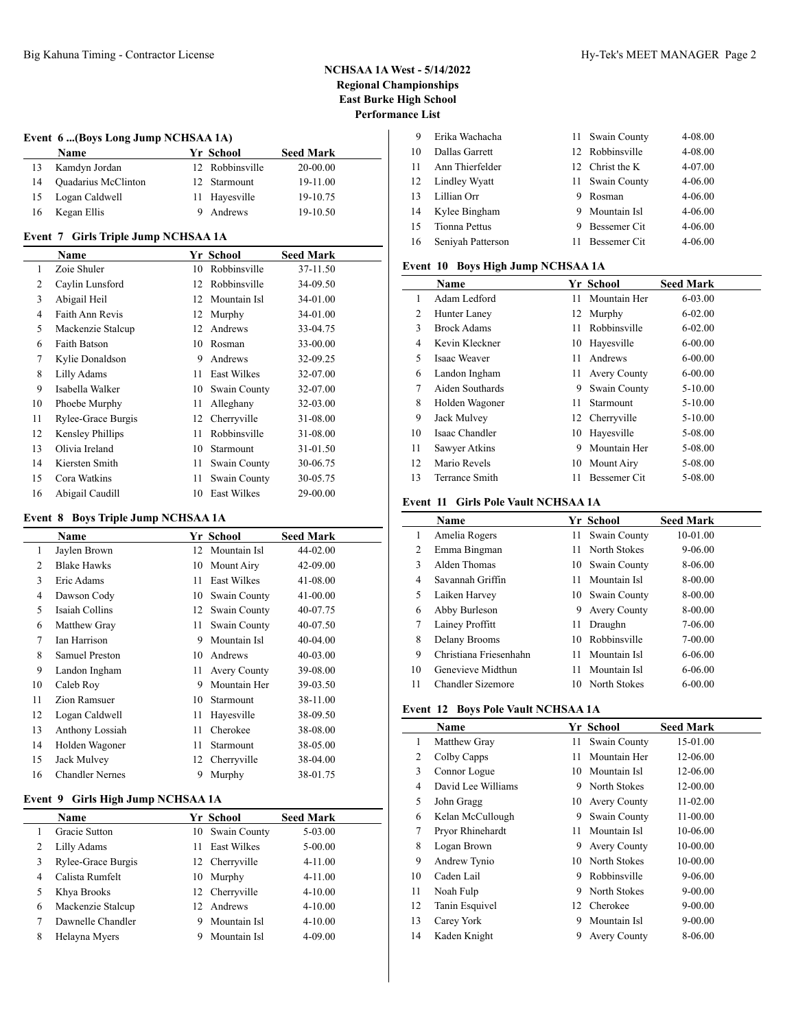**NCHSAA 1A West - 5/14/2022**
**Regional Championships**
**East Burke High School**
**Performance List**

### Event 6 ...(Boys Long Jump NCHSAA 1A)

| | Name | Yr | School | Seed Mark |
|---|---|---|---|---|
| 13 | Kamdyn Jordan | 12 | Robbinsville | 20-00.00 |
| 14 | Quadarius McClinton | 12 | Starmount | 19-11.00 |
| 15 | Logan Caldwell | 11 | Hayesville | 19-10.75 |
| 16 | Kegan Ellis | 9 | Andrews | 19-10.50 |

### Event 7 Girls Triple Jump NCHSAA 1A

| | Name | Yr | School | Seed Mark |
|---|---|---|---|---|
| 1 | Zoie Shuler | 10 | Robbinsville | 37-11.50 |
| 2 | Caylin Lunsford | 12 | Robbinsville | 34-09.50 |
| 3 | Abigail Heil | 12 | Mountain Isl | 34-01.00 |
| 4 | Faith Ann Revis | 12 | Murphy | 34-01.00 |
| 5 | Mackenzie Stalcup | 12 | Andrews | 33-04.75 |
| 6 | Faith Batson | 10 | Rosman | 33-00.00 |
| 7 | Kylie Donaldson | 9 | Andrews | 32-09.25 |
| 8 | Lilly Adams | 11 | East Wilkes | 32-07.00 |
| 9 | Isabella Walker | 10 | Swain County | 32-07.00 |
| 10 | Phoebe Murphy | 11 | Alleghany | 32-03.00 |
| 11 | Rylee-Grace Burgis | 12 | Cherryville | 31-08.00 |
| 12 | Kensley Phillips | 11 | Robbinsville | 31-08.00 |
| 13 | Olivia Ireland | 10 | Starmount | 31-01.50 |
| 14 | Kiersten Smith | 11 | Swain County | 30-06.75 |
| 15 | Cora Watkins | 11 | Swain County | 30-05.75 |
| 16 | Abigail Caudill | 10 | East Wilkes | 29-00.00 |

### Event 8 Boys Triple Jump NCHSAA 1A

| | Name | Yr | School | Seed Mark |
|---|---|---|---|---|
| 1 | Jaylen Brown | 12 | Mountain Isl | 44-02.00 |
| 2 | Blake Hawks | 10 | Mount Airy | 42-09.00 |
| 3 | Eric Adams | 11 | East Wilkes | 41-08.00 |
| 4 | Dawson Cody | 10 | Swain County | 41-00.00 |
| 5 | Isaiah Collins | 12 | Swain County | 40-07.75 |
| 6 | Matthew Gray | 11 | Swain County | 40-07.50 |
| 7 | Ian Harrison | 9 | Mountain Isl | 40-04.00 |
| 8 | Samuel Preston | 10 | Andrews | 40-03.00 |
| 9 | Landon Ingham | 11 | Avery County | 39-08.00 |
| 10 | Caleb Roy | 9 | Mountain Her | 39-03.50 |
| 11 | Zion Ramsuer | 10 | Starmount | 38-11.00 |
| 12 | Logan Caldwell | 11 | Hayesville | 38-09.50 |
| 13 | Anthony Lossiah | 11 | Cherokee | 38-08.00 |
| 14 | Holden Wagoner | 11 | Starmount | 38-05.00 |
| 15 | Jack Mulvey | 12 | Cherryville | 38-04.00 |
| 16 | Chandler Nernes | 9 | Murphy | 38-01.75 |

### Event 9 Girls High Jump NCHSAA 1A

| | Name | Yr | School | Seed Mark |
|---|---|---|---|---|
| 1 | Gracie Sutton | 10 | Swain County | 5-03.00 |
| 2 | Lilly Adams | 11 | East Wilkes | 5-00.00 |
| 3 | Rylee-Grace Burgis | 12 | Cherryville | 4-11.00 |
| 4 | Calista Rumfelt | 10 | Murphy | 4-11.00 |
| 5 | Khya Brooks | 12 | Cherryville | 4-10.00 |
| 6 | Mackenzie Stalcup | 12 | Andrews | 4-10.00 |
| 7 | Dawnelle Chandler | 9 | Mountain Isl | 4-10.00 |
| 8 | Helayna Myers | 9 | Mountain Isl | 4-09.00 |
| 9 | Erika Wachacha | 11 | Swain County | 4-08.00 |
| 10 | Dallas Garrett | 12 | Robbinsville | 4-08.00 |
| 11 | Ann Thierfelder | 12 | Christ the K | 4-07.00 |
| 12 | Lindley Wyatt | 11 | Swain County | 4-06.00 |
| 13 | Lillian Orr | 9 | Rosman | 4-06.00 |
| 14 | Kylee Bingham | 9 | Mountain Isl | 4-06.00 |
| 15 | Tionna Pettus | 9 | Bessemer Cit | 4-06.00 |
| 16 | Seniyah Patterson | 11 | Bessemer Cit | 4-06.00 |

### Event 10 Boys High Jump NCHSAA 1A

| | Name | Yr | School | Seed Mark |
|---|---|---|---|---|
| 1 | Adam Ledford | 11 | Mountain Her | 6-03.00 |
| 2 | Hunter Laney | 12 | Murphy | 6-02.00 |
| 3 | Brock Adams | 11 | Robbinsville | 6-02.00 |
| 4 | Kevin Kleckner | 10 | Hayesville | 6-00.00 |
| 5 | Isaac Weaver | 11 | Andrews | 6-00.00 |
| 6 | Landon Ingham | 11 | Avery County | 6-00.00 |
| 7 | Aiden Southards | 9 | Swain County | 5-10.00 |
| 8 | Holden Wagoner | 11 | Starmount | 5-10.00 |
| 9 | Jack Mulvey | 12 | Cherryville | 5-10.00 |
| 10 | Isaac Chandler | 10 | Hayesville | 5-08.00 |
| 11 | Sawyer Atkins | 9 | Mountain Her | 5-08.00 |
| 12 | Mario Revels | 10 | Mount Airy | 5-08.00 |
| 13 | Terrance Smith | 11 | Bessemer Cit | 5-08.00 |

### Event 11 Girls Pole Vault NCHSAA 1A

| | Name | Yr | School | Seed Mark |
|---|---|---|---|---|
| 1 | Amelia Rogers | 11 | Swain County | 10-01.00 |
| 2 | Emma Bingman | 11 | North Stokes | 9-06.00 |
| 3 | Alden Thomas | 10 | Swain County | 8-06.00 |
| 4 | Savannah Griffin | 11 | Mountain Isl | 8-00.00 |
| 5 | Laiken Harvey | 10 | Swain County | 8-00.00 |
| 6 | Abby Burleson | 9 | Avery County | 8-00.00 |
| 7 | Lainey Proffitt | 11 | Draughn | 7-06.00 |
| 8 | Delany Brooms | 10 | Robbinsville | 7-00.00 |
| 9 | Christiana Friesenhahn | 11 | Mountain Isl | 6-06.00 |
| 10 | Genevieve Midthun | 11 | Mountain Isl | 6-06.00 |
| 11 | Chandler Sizemore | 10 | North Stokes | 6-00.00 |

### Event 12 Boys Pole Vault NCHSAA 1A

| | Name | Yr | School | Seed Mark |
|---|---|---|---|---|
| 1 | Matthew Gray | 11 | Swain County | 15-01.00 |
| 2 | Colby Capps | 11 | Mountain Her | 12-06.00 |
| 3 | Connor Logue | 10 | Mountain Isl | 12-06.00 |
| 4 | David Lee Williams | 9 | North Stokes | 12-00.00 |
| 5 | John Gragg | 10 | Avery County | 11-02.00 |
| 6 | Kelan McCullough | 9 | Swain County | 11-00.00 |
| 7 | Pryor Rhinehardt | 11 | Mountain Isl | 10-06.00 |
| 8 | Logan Brown | 9 | Avery County | 10-00.00 |
| 9 | Andrew Tynio | 10 | North Stokes | 10-00.00 |
| 10 | Caden Lail | 9 | Robbinsville | 9-06.00 |
| 11 | Noah Fulp | 9 | North Stokes | 9-00.00 |
| 12 | Tanin Esquivel | 12 | Cherokee | 9-00.00 |
| 13 | Carey York | 9 | Mountain Isl | 9-00.00 |
| 14 | Kaden Knight | 9 | Avery County | 8-06.00 |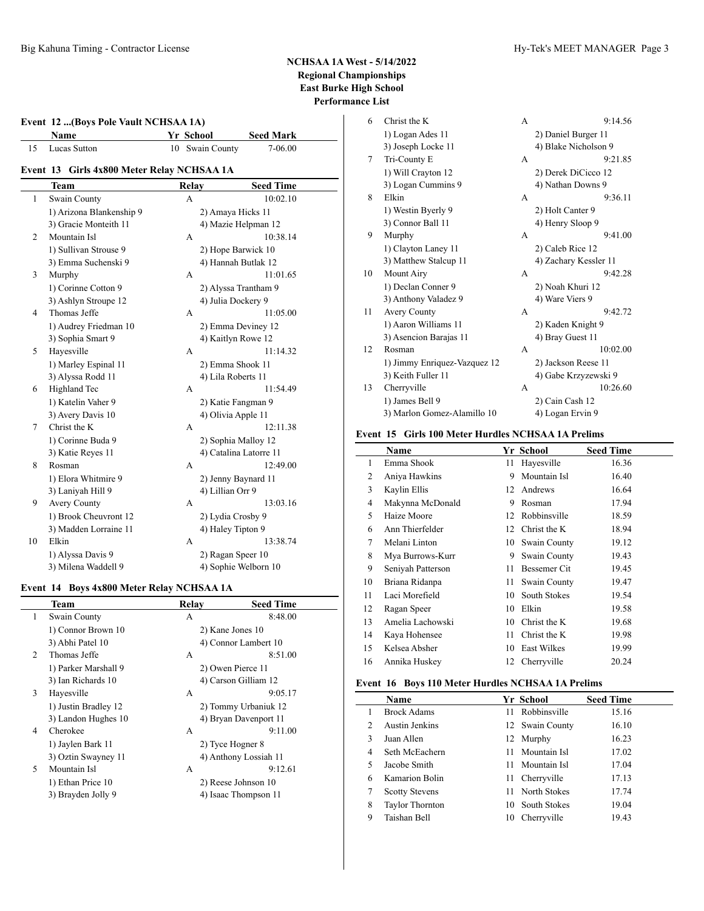# NCHSAA 1A West - 5/14/2022
## Regional Championships
## East Burke High School
## Performance List

### Event 12 ...(Boys Pole Vault NCHSAA 1A)

| | Name | Yr | School | Seed Mark |
|---|---|---|---|---|
| 15 | Lucas Sutton | 10 | Swain County | 7-06.00 |

### Event 13 Girls 4x800 Meter Relay NCHSAA 1A

| | Team | Relay | | Seed Time |
|---|---|---|---|---|
| 1 | Swain County | A | | 10:02.10 |
| | 1) Arizona Blankenship 9 | | 2) Amaya Hicks 11 | |
| | 3) Gracie Monteith 11 | | 4) Mazie Helpman 12 | |
| 2 | Mountain Isl | A | | 10:38.14 |
| | 1) Sullivan Strouse 9 | | 2) Hope Barwick 10 | |
| | 3) Emma Suchenski 9 | | 4) Hannah Butlak 12 | |
| 3 | Murphy | A | | 11:01.65 |
| | 1) Corinne Cotton 9 | | 2) Alyssa Trantham 9 | |
| | 3) Ashlyn Stroupe 12 | | 4) Julia Dockery 9 | |
| 4 | Thomas Jeffe | A | | 11:05.00 |
| | 1) Audrey Friedman 10 | | 2) Emma Deviney 12 | |
| | 3) Sophia Smart 9 | | 4) Kaitlyn Rowe 12 | |
| 5 | Hayesville | A | | 11:14.32 |
| | 1) Marley Espinal 11 | | 2) Emma Shook 11 | |
| | 3) Alyssa Rodd 11 | | 4) Lila Roberts 11 | |
| 6 | Highland Tec | A | | 11:54.49 |
| | 1) Katelin Vaher 9 | | 2) Katie Fangman 9 | |
| | 3) Avery Davis 10 | | 4) Olivia Apple 11 | |
| 7 | Christ the K | A | | 12:11.38 |
| | 1) Corinne Buda 9 | | 2) Sophia Malloy 12 | |
| | 3) Katie Reyes 11 | | 4) Catalina Latorre 11 | |
| 8 | Rosman | A | | 12:49.00 |
| | 1) Elora Whitmire 9 | | 2) Jenny Baynard 11 | |
| | 3) Laniyah Hill 9 | | 4) Lillian Orr 9 | |
| 9 | Avery County | A | | 13:03.16 |
| | 1) Brook Cheuvront 12 | | 2) Lydia Crosby 9 | |
| | 3) Madden Lorraine 11 | | 4) Haley Tipton 9 | |
| 10 | Elkin | A | | 13:38.74 |
| | 1) Alyssa Davis 9 | | 2) Ragan Speer 10 | |
| | 3) Milena Waddell 9 | | 4) Sophie Welborn 10 | |

### Event 14 Boys 4x800 Meter Relay NCHSAA 1A

| | Team | Relay | | Seed Time |
|---|---|---|---|---|
| 1 | Swain County | A | | 8:48.00 |
| | 1) Connor Brown 10 | | 2) Kane Jones 10 | |
| | 3) Abhi Patel 10 | | 4) Connor Lambert 10 | |
| 2 | Thomas Jeffe | A | | 8:51.00 |
| | 1) Parker Marshall 9 | | 2) Owen Pierce 11 | |
| | 3) Ian Richards 10 | | 4) Carson Gilliam 12 | |
| 3 | Hayesville | A | | 9:05.17 |
| | 1) Justin Bradley 12 | | 2) Tommy Urbaniuk 12 | |
| | 3) Landon Hughes 10 | | 4) Bryan Davenport 11 | |
| 4 | Cherokee | A | | 9:11.00 |
| | 1) Jaylen Bark 11 | | 2) Tyce Hogner 8 | |
| | 3) Oztin Swayney 11 | | 4) Anthony Lossiah 11 | |
| 5 | Mountain Isl | A | | 9:12.61 |
| | 1) Ethan Price 10 | | 2) Reese Johnson 10 | |
| | 3) Brayden Jolly 9 | | 4) Isaac Thompson 11 | |
| 6 | Christ the K | A | | 9:14.56 |
| | 1) Logan Ades 11 | | 2) Daniel Burger 11 | |
| | 3) Joseph Locke 11 | | 4) Blake Nicholson 9 | |
| 7 | Tri-County E | A | | 9:21.85 |
| | 1) Will Crayton 12 | | 2) Derek DiCicco 12 | |
| | 3) Logan Cummins 9 | | 4) Nathan Downs 9 | |
| 8 | Elkin | A | | 9:36.11 |
| | 1) Westin Byerly 9 | | 2) Holt Canter 9 | |
| | 3) Connor Ball 11 | | 4) Henry Sloop 9 | |
| 9 | Murphy | A | | 9:41.00 |
| | 1) Clayton Laney 11 | | 2) Caleb Rice 12 | |
| | 3) Matthew Stalcup 11 | | 4) Zachary Kessler 11 | |
| 10 | Mount Airy | A | | 9:42.28 |
| | 1) Declan Conner 9 | | 2) Noah Khuri 12 | |
| | 3) Anthony Valadez 9 | | 4) Ware Viers 9 | |
| 11 | Avery County | A | | 9:42.72 |
| | 1) Aaron Williams 11 | | 2) Kaden Knight 9 | |
| | 3) Asencion Barajas 11 | | 4) Bray Guest 11 | |
| 12 | Rosman | A | | 10:02.00 |
| | 1) Jimmy Enriquez-Vazquez 12 | | 2) Jackson Reese 11 | |
| | 3) Keith Fuller 11 | | 4) Gabe Krzyzewski 9 | |
| 13 | Cherryville | A | | 10:26.60 |
| | 1) James Bell 9 | | 2) Cain Cash 12 | |
| | 3) Marlon Gomez-Alamillo 10 | | 4) Logan Ervin 9 | |

### Event 15 Girls 100 Meter Hurdles NCHSAA 1A Prelims

| | Name | Yr | School | Seed Time |
|---|---|---|---|---|
| 1 | Emma Shook | 11 | Hayesville | 16.36 |
| 2 | Aniya Hawkins | 9 | Mountain Isl | 16.40 |
| 3 | Kaylin Ellis | 12 | Andrews | 16.64 |
| 4 | Makynna McDonald | 9 | Rosman | 17.94 |
| 5 | Haize Moore | 12 | Robbinsville | 18.59 |
| 6 | Ann Thierfelder | 12 | Christ the K | 18.94 |
| 7 | Melani Linton | 10 | Swain County | 19.12 |
| 8 | Mya Burrows-Kurr | 9 | Swain County | 19.43 |
| 9 | Seniyah Patterson | 11 | Bessemer Cit | 19.45 |
| 10 | Briana Ridanpa | 11 | Swain County | 19.47 |
| 11 | Laci Morefield | 10 | South Stokes | 19.54 |
| 12 | Ragan Speer | 10 | Elkin | 19.58 |
| 13 | Amelia Lachowski | 10 | Christ the K | 19.68 |
| 14 | Kaya Hohensee | 11 | Christ the K | 19.98 |
| 15 | Kelsea Absher | 10 | East Wilkes | 19.99 |
| 16 | Annika Huskey | 12 | Cherryville | 20.24 |

### Event 16 Boys 110 Meter Hurdles NCHSAA 1A Prelims

| | Name | Yr | School | Seed Time |
|---|---|---|---|---|
| 1 | Brock Adams | 11 | Robbinsville | 15.16 |
| 2 | Austin Jenkins | 12 | Swain County | 16.10 |
| 3 | Juan Allen | 12 | Murphy | 16.23 |
| 4 | Seth McEachern | 11 | Mountain Isl | 17.02 |
| 5 | Jacobe Smith | 11 | Mountain Isl | 17.04 |
| 6 | Kamarion Bolin | 11 | Cherryville | 17.13 |
| 7 | Scotty Stevens | 11 | North Stokes | 17.74 |
| 8 | Taylor Thornton | 10 | South Stokes | 19.04 |
| 9 | Taishan Bell | 10 | Cherryville | 19.43 |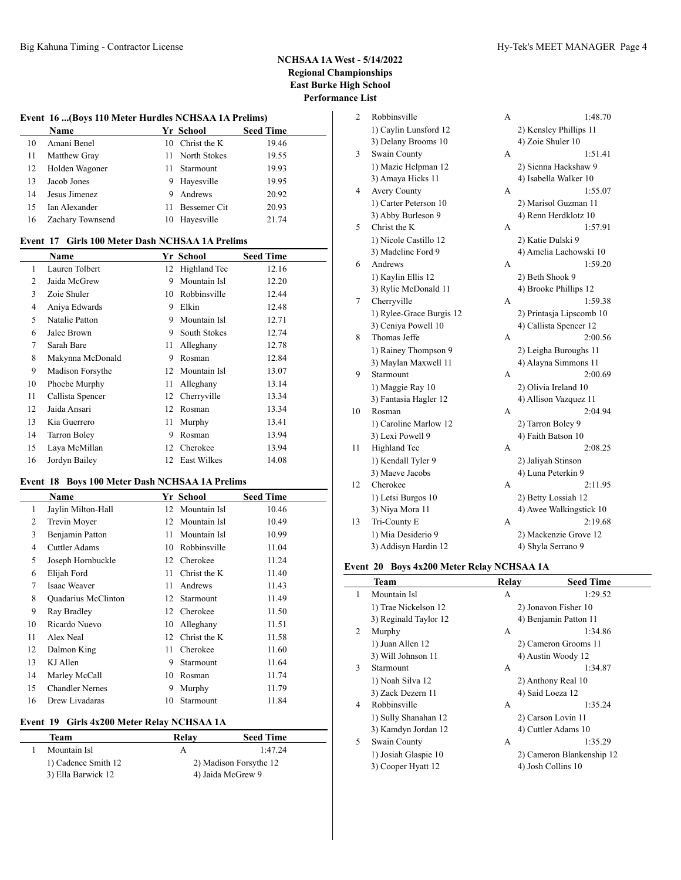**NCHSAA 1A West - 5/14/2022**
**Regional Championships**
**East Burke High School**
**Performance List**

### Event 16 ...(Boys 110 Meter Hurdles NCHSAA 1A Prelims)

| | Name | Yr | School | Seed Time |
|---|---|---|---|---|
| 10 | Amani Benel | 10 | Christ the K | 19.46 |
| 11 | Matthew Gray | 11 | North Stokes | 19.55 |
| 12 | Holden Wagoner | 11 | Starmount | 19.93 |
| 13 | Jacob Jones | 9 | Hayesville | 19.95 |
| 14 | Jesus Jimenez | 9 | Andrews | 20.92 |
| 15 | Ian Alexander | 11 | Bessemer Cit | 20.93 |
| 16 | Zachary Townsend | 10 | Hayesville | 21.74 |

### Event 17 Girls 100 Meter Dash NCHSAA 1A Prelims

| | Name | Yr | School | Seed Time |
|---|---|---|---|---|
| 1 | Lauren Tolbert | 12 | Highland Tec | 12.16 |
| 2 | Jaida McGrew | 9 | Mountain Isl | 12.20 |
| 3 | Zoie Shuler | 10 | Robbinsville | 12.44 |
| 4 | Aniya Edwards | 9 | Elkin | 12.48 |
| 5 | Natalie Patton | 9 | Mountain Isl | 12.71 |
| 6 | Jalee Brown | 9 | South Stokes | 12.74 |
| 7 | Sarah Bare | 11 | Alleghany | 12.78 |
| 8 | Makynna McDonald | 9 | Rosman | 12.84 |
| 9 | Madison Forsythe | 12 | Mountain Isl | 13.07 |
| 10 | Phoebe Murphy | 11 | Alleghany | 13.14 |
| 11 | Callista Spencer | 12 | Cherryville | 13.34 |
| 12 | Jaida Ansari | 12 | Rosman | 13.34 |
| 13 | Kia Guerrero | 11 | Murphy | 13.41 |
| 14 | Tarron Boley | 9 | Rosman | 13.94 |
| 15 | Laya McMillan | 12 | Cherokee | 13.94 |
| 16 | Jordyn Bailey | 12 | East Wilkes | 14.08 |

### Event 18 Boys 100 Meter Dash NCHSAA 1A Prelims

| | Name | Yr | School | Seed Time |
|---|---|---|---|---|
| 1 | Jaylin Milton-Hall | 12 | Mountain Isl | 10.46 |
| 2 | Trevin Moyer | 12 | Mountain Isl | 10.49 |
| 3 | Benjamin Patton | 11 | Mountain Isl | 10.99 |
| 4 | Cuttler Adams | 10 | Robbinsville | 11.04 |
| 5 | Joseph Hornbuckle | 12 | Cherokee | 11.24 |
| 6 | Elijah Ford | 11 | Christ the K | 11.40 |
| 7 | Isaac Weaver | 11 | Andrews | 11.43 |
| 8 | Quadarius McClinton | 12 | Starmount | 11.49 |
| 9 | Ray Bradley | 12 | Cherokee | 11.50 |
| 10 | Ricardo Nuevo | 10 | Alleghany | 11.51 |
| 11 | Alex Neal | 12 | Christ the K | 11.58 |
| 12 | Dalmon King | 11 | Cherokee | 11.60 |
| 13 | KJ Allen | 9 | Starmount | 11.64 |
| 14 | Marley McCall | 10 | Rosman | 11.74 |
| 15 | Chandler Nernes | 9 | Murphy | 11.79 |
| 16 | Drew Livadaras | 10 | Starmount | 11.84 |

### Event 19 Girls 4x200 Meter Relay NCHSAA 1A

| | Team | Relay | Seed Time |
|---|---|---|---|
| 1 | Mountain Isl | A | 1:47.24 |
| | 1) Cadence Smith 12 | 2) Madison Forsythe 12 | |
| | 3) Ella Barwick 12 | 4) Jaida McGrew 9 | |
| 2 | Robbinsville | A | 1:48.70 |
| | 1) Caylin Lunsford 12 | 2) Kensley Phillips 11 | |
| | 3) Delany Brooms 10 | 4) Zoie Shuler 10 | |
| 3 | Swain County | A | 1:51.41 |
| | 1) Mazie Helpman 12 | 2) Sienna Hackshaw 9 | |
| | 3) Amaya Hicks 11 | 4) Isabella Walker 10 | |
| 4 | Avery County | A | 1:55.07 |
| | 1) Carter Peterson 10 | 2) Marisol Guzman 11 | |
| | 3) Abby Burleson 9 | 4) Renn Herdklotz 10 | |
| 5 | Christ the K | A | 1:57.91 |
| | 1) Nicole Castillo 12 | 2) Katie Dulski 9 | |
| | 3) Madeline Ford 9 | 4) Amelia Lachowski 10 | |
| 6 | Andrews | A | 1:59.20 |
| | 1) Kaylin Ellis 12 | 2) Beth Shook 9 | |
| | 3) Rylie McDonald 11 | 4) Brooke Phillips 12 | |
| 7 | Cherryville | A | 1:59.38 |
| | 1) Rylee-Grace Burgis 12 | 2) Printasja Lipscomb 10 | |
| | 3) Ceniya Powell 10 | 4) Callista Spencer 12 | |
| 8 | Thomas Jeffe | A | 2:00.56 |
| | 1) Rainey Thompson 9 | 2) Leigha Buroughs 11 | |
| | 3) Maylan Maxwell 11 | 4) Alayna Simmons 11 | |
| 9 | Starmount | A | 2:00.69 |
| | 1) Maggie Ray 10 | 2) Olivia Ireland 10 | |
| | 3) Fantasia Hagler 12 | 4) Allison Vazquez 11 | |
| 10 | Rosman | A | 2:04.94 |
| | 1) Caroline Marlow 12 | 2) Tarron Boley 9 | |
| | 3) Lexi Powell 9 | 4) Faith Batson 10 | |
| 11 | Highland Tec | A | 2:08.25 |
| | 1) Kendall Tyler 9 | 2) Jaliyah Stinson | |
| | 3) Maeve Jacobs | 4) Luna Peterkin 9 | |
| 12 | Cherokee | A | 2:11.95 |
| | 1) Letsi Burgos 10 | 2) Betty Lossiah 12 | |
| | 3) Niya Mora 11 | 4) Awee Walkingstick 10 | |
| 13 | Tri-County E | A | 2:19.68 |
| | 1) Mia Desiderio 9 | 2) Mackenzie Grove 12 | |
| | 3) Addisyn Hardin 12 | 4) Shyla Serrano 9 | |

### Event 20 Boys 4x200 Meter Relay NCHSAA 1A

| | Team | Relay | Seed Time |
|---|---|---|---|
| 1 | Mountain Isl | A | 1:29.52 |
| | 1) Trae Nickelson 12 | 2) Jonavon Fisher 10 | |
| | 3) Reginald Taylor 12 | 4) Benjamin Patton 11 | |
| 2 | Murphy | A | 1:34.86 |
| | 1) Juan Allen 12 | 2) Cameron Grooms 11 | |
| | 3) Will Johnson 11 | 4) Austin Woody 12 | |
| 3 | Starmount | A | 1:34.87 |
| | 1) Noah Silva 12 | 2) Anthony Real 10 | |
| | 3) Zack Dezern 11 | 4) Said Loeza 12 | |
| 4 | Robbinsville | A | 1:35.24 |
| | 1) Sully Shanahan 12 | 2) Carson Lovin 11 | |
| | 3) Kamdyn Jordan 12 | 4) Cuttler Adams 10 | |
| 5 | Swain County | A | 1:35.29 |
| | 1) Josiah Glaspie 10 | 2) Cameron Blankenship 12 | |
| | 3) Cooper Hyatt 12 | 4) Josh Collins 10 | |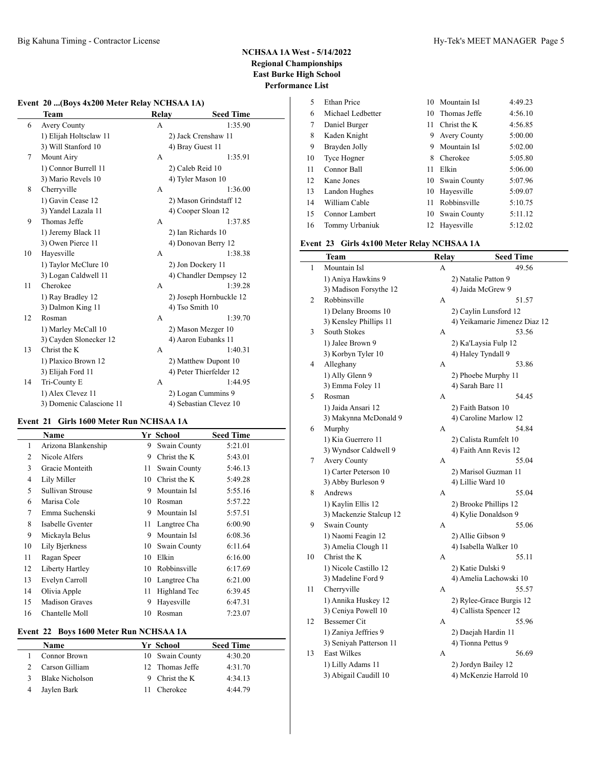# NCHSAA 1A West - 5/14/2022
## Regional Championships
## East Burke High School
## Performance List

### Event 20 ...(Boys 4x200 Meter Relay NCHSAA 1A)

| | Team | Relay | Seed Time |
|---|---|---|---|
| 6 | Avery County | A | 1:35.90 |
| | 1) Elijah Holtsclaw 11 | 2) Jack Crenshaw 11 | |
| | 3) Will Stanford 10 | 4) Bray Guest 11 | |
| 7 | Mount Airy | A | 1:35.91 |
| | 1) Connor Burrell 11 | 2) Caleb Reid 10 | |
| | 3) Mario Revels 10 | 4) Tyler Mason 10 | |
| 8 | Cherryville | A | 1:36.00 |
| | 1) Gavin Cease 12 | 2) Mason Grindstaff 12 | |
| | 3) Yandel Lazala 11 | 4) Cooper Sloan 12 | |
| 9 | Thomas Jeffe | A | 1:37.85 |
| | 1) Jeremy Black 11 | 2) Ian Richards 10 | |
| | 3) Owen Pierce 11 | 4) Donovan Berry 12 | |
| 10 | Hayesville | A | 1:38.38 |
| | 1) Taylor McClure 10 | 2) Jon Dockery 11 | |
| | 3) Logan Caldwell 11 | 4) Chandler Dempsey 12 | |
| 11 | Cherokee | A | 1:39.28 |
| | 1) Ray Bradley 12 | 2) Joseph Hornbuckle 12 | |
| | 3) Dalmon King 11 | 4) Tso Smith 10 | |
| 12 | Rosman | A | 1:39.70 |
| | 1) Marley McCall 10 | 2) Mason Mezger 10 | |
| | 3) Cayden Slonecker 12 | 4) Aaron Eubanks 11 | |
| 13 | Christ the K | A | 1:40.31 |
| | 1) Plaxico Brown 12 | 2) Matthew Dupont 10 | |
| | 3) Elijah Ford 11 | 4) Peter Thierfelder 12 | |
| 14 | Tri-County E | A | 1:44.95 |
| | 1) Alex Clevez 11 | 2) Logan Cummins 9 | |
| | 3) Domenic Calascione 11 | 4) Sebastian Clevez 10 | |

### Event 21 Girls 1600 Meter Run NCHSAA 1A

| | Name | Yr | School | Seed Time |
|---|---|---|---|---|
| 1 | Arizona Blankenship | 9 | Swain County | 5:21.01 |
| 2 | Nicole Alfers | 9 | Christ the K | 5:43.01 |
| 3 | Gracie Monteith | 11 | Swain County | 5:46.13 |
| 4 | Lily Miller | 10 | Christ the K | 5:49.28 |
| 5 | Sullivan Strouse | 9 | Mountain Isl | 5:55.16 |
| 6 | Marisa Cole | 10 | Rosman | 5:57.22 |
| 7 | Emma Suchenski | 9 | Mountain Isl | 5:57.51 |
| 8 | Isabelle Gventer | 11 | Langtree Cha | 6:00.90 |
| 9 | Mickayla Belus | 9 | Mountain Isl | 6:08.36 |
| 10 | Lily Bjerkness | 10 | Swain County | 6:11.64 |
| 11 | Ragan Speer | 10 | Elkin | 6:16.00 |
| 12 | Liberty Hartley | 10 | Robbinsville | 6:17.69 |
| 13 | Evelyn Carroll | 10 | Langtree Cha | 6:21.00 |
| 14 | Olivia Apple | 11 | Highland Tec | 6:39.45 |
| 15 | Madison Graves | 9 | Hayesville | 6:47.31 |
| 16 | Chantelle Moll | 10 | Rosman | 7:23.07 |

### Event 22 Boys 1600 Meter Run NCHSAA 1A

| | Name | Yr | School | Seed Time |
|---|---|---|---|---|
| 1 | Connor Brown | 10 | Swain County | 4:30.20 |
| 2 | Carson Gilliam | 12 | Thomas Jeffe | 4:31.70 |
| 3 | Blake Nicholson | 9 | Christ the K | 4:34.13 |
| 4 | Jaylen Bark | 11 | Cherokee | 4:44.79 |
| 5 | Ethan Price | 10 | Mountain Isl | 4:49.23 |
| 6 | Michael Ledbetter | 10 | Thomas Jeffe | 4:56.10 |
| 7 | Daniel Burger | 11 | Christ the K | 4:56.85 |
| 8 | Kaden Knight | 9 | Avery County | 5:00.00 |
| 9 | Brayden Jolly | 9 | Mountain Isl | 5:02.00 |
| 10 | Tyce Hogner | 8 | Cherokee | 5:05.80 |
| 11 | Connor Ball | 11 | Elkin | 5:06.00 |
| 12 | Kane Jones | 10 | Swain County | 5:07.96 |
| 13 | Landon Hughes | 10 | Hayesville | 5:09.07 |
| 14 | William Cable | 11 | Robbinsville | 5:10.75 |
| 15 | Connor Lambert | 10 | Swain County | 5:11.12 |
| 16 | Tommy Urbaniuk | 12 | Hayesville | 5:12.02 |

### Event 23 Girls 4x100 Meter Relay NCHSAA 1A

| | Team | Relay | Seed Time |
|---|---|---|---|
| 1 | Mountain Isl | A | 49.56 |
| | 1) Aniya Hawkins 9 | 2) Natalie Patton 9 | |
| | 3) Madison Forsythe 12 | 4) Jaida McGrew 9 | |
| 2 | Robbinsville | A | 51.57 |
| | 1) Delany Brooms 10 | 2) Caylin Lunsford 12 | |
| | 3) Kensley Phillips 11 | 4) Yeikamarie Jimenez Diaz 12 | |
| 3 | South Stokes | A | 53.56 |
| | 1) Jalee Brown 9 | 2) Ka'Laysia Fulp 12 | |
| | 3) Korbyn Tyler 10 | 4) Haley Tyndall 9 | |
| 4 | Alleghany | A | 53.86 |
| | 1) Ally Glenn 9 | 2) Phoebe Murphy 11 | |
| | 3) Emma Foley 11 | 4) Sarah Bare 11 | |
| 5 | Rosman | A | 54.45 |
| | 1) Jaida Ansari 12 | 2) Faith Batson 10 | |
| | 3) Makynna McDonald 9 | 4) Caroline Marlow 12 | |
| 6 | Murphy | A | 54.84 |
| | 1) Kia Guerrero 11 | 2) Calista Rumfelt 10 | |
| | 3) Wyndsor Caldwell 9 | 4) Faith Ann Revis 12 | |
| 7 | Avery County | A | 55.04 |
| | 1) Carter Peterson 10 | 2) Marisol Guzman 11 | |
| | 3) Abby Burleson 9 | 4) Lillie Ward 10 | |
| 8 | Andrews | A | 55.04 |
| | 1) Kaylin Ellis 12 | 2) Brooke Phillips 12 | |
| | 3) Mackenzie Stalcup 12 | 4) Kylie Donaldson 9 | |
| 9 | Swain County | A | 55.06 |
| | 1) Naomi Feagin 12 | 2) Allie Gibson 9 | |
| | 3) Amelia Clough 11 | 4) Isabella Walker 10 | |
| 10 | Christ the K | A | 55.11 |
| | 1) Nicole Castillo 12 | 2) Katie Dulski 9 | |
| | 3) Madeline Ford 9 | 4) Amelia Lachowski 10 | |
| 11 | Cherryville | A | 55.57 |
| | 1) Annika Huskey 12 | 2) Rylee-Grace Burgis 12 | |
| | 3) Ceniya Powell 10 | 4) Callista Spencer 12 | |
| 12 | Bessemer Cit | A | 55.96 |
| | 1) Zaniya Jeffries 9 | 2) Daejah Hardin 11 | |
| | 3) Seniyah Patterson 11 | 4) Tionna Pettus 9 | |
| 13 | East Wilkes | A | 56.69 |
| | 1) Lilly Adams 11 | 2) Jordyn Bailey 12 | |
| | 3) Abigail Caudill 10 | 4) McKenzie Harrold 10 | |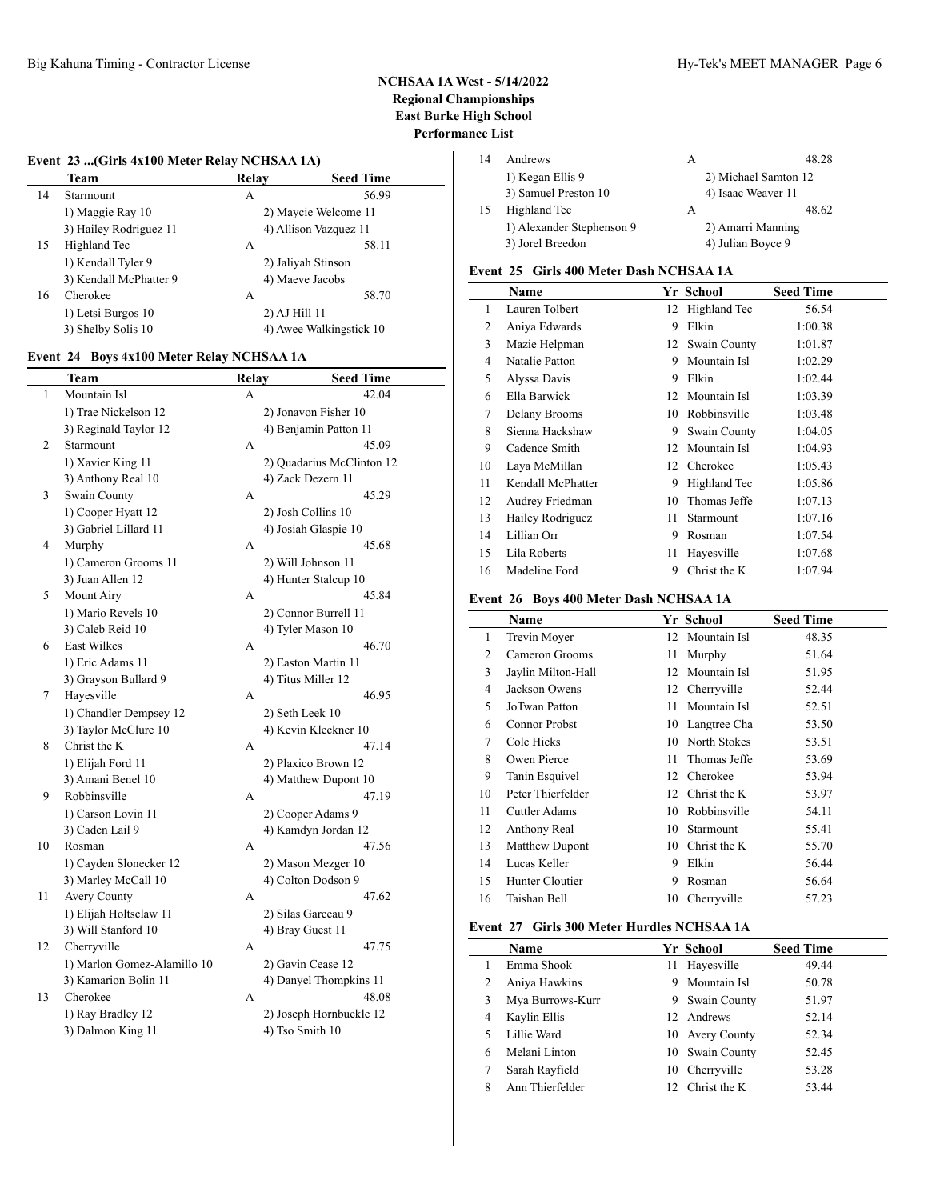**NCHSAA 1A West - 5/14/2022**
**Regional Championships**
**East Burke High School**
**Performance List**

### Event 23 ...(Girls 4x100 Meter Relay NCHSAA 1A)

| | Team | Relay | Seed Time |
|---|---|---|---|
| 14 | Starmount | A | 56.99 |
| | 1) Maggie Ray 10 | 2) Maycie Welcome 11 | |
| | 3) Hailey Rodriguez 11 | 4) Allison Vazquez 11 | |
| 15 | Highland Tec | A | 58.11 |
| | 1) Kendall Tyler 9 | 2) Jaliyah Stinson | |
| | 3) Kendall McPhatter 9 | 4) Maeve Jacobs | |
| 16 | Cherokee | A | 58.70 |
| | 1) Letsi Burgos 10 | 2) AJ Hill 11 | |
| | 3) Shelby Solis 10 | 4) Awee Walkingstick 10 | |

### Event 24 Boys 4x100 Meter Relay NCHSAA 1A

| | Team | Relay | Seed Time |
|---|---|---|---|
| 1 | Mountain Isl | A | 42.04 |
| | 1) Trae Nickelson 12 | 2) Jonavon Fisher 10 | |
| | 3) Reginald Taylor 12 | 4) Benjamin Patton 11 | |
| 2 | Starmount | A | 45.09 |
| | 1) Xavier King 11 | 2) Quadarius McClinton 12 | |
| | 3) Anthony Real 10 | 4) Zack Dezern 11 | |
| 3 | Swain County | A | 45.29 |
| | 1) Cooper Hyatt 12 | 2) Josh Collins 10 | |
| | 3) Gabriel Lillard 11 | 4) Josiah Glaspie 10 | |
| 4 | Murphy | A | 45.68 |
| | 1) Cameron Grooms 11 | 2) Will Johnson 11 | |
| | 3) Juan Allen 12 | 4) Hunter Stalcup 10 | |
| 5 | Mount Airy | A | 45.84 |
| | 1) Mario Revels 10 | 2) Connor Burrell 11 | |
| | 3) Caleb Reid 10 | 4) Tyler Mason 10 | |
| 6 | East Wilkes | A | 46.70 |
| | 1) Eric Adams 11 | 2) Easton Martin 11 | |
| | 3) Grayson Bullard 9 | 4) Titus Miller 12 | |
| 7 | Hayesville | A | 46.95 |
| | 1) Chandler Dempsey 12 | 2) Seth Leek 10 | |
| | 3) Taylor McClure 10 | 4) Kevin Kleckner 10 | |
| 8 | Christ the K | A | 47.14 |
| | 1) Elijah Ford 11 | 2) Plaxico Brown 12 | |
| | 3) Amani Benel 10 | 4) Matthew Dupont 10 | |
| 9 | Robbinsville | A | 47.19 |
| | 1) Carson Lovin 11 | 2) Cooper Adams 9 | |
| | 3) Caden Lail 9 | 4) Kamdyn Jordan 12 | |
| 10 | Rosman | A | 47.56 |
| | 1) Cayden Slonecker 12 | 2) Mason Mezger 10 | |
| | 3) Marley McCall 10 | 4) Colton Dodson 9 | |
| 11 | Avery County | A | 47.62 |
| | 1) Elijah Holtsclaw 11 | 2) Silas Garceau 9 | |
| | 3) Will Stanford 10 | 4) Bray Guest 11 | |
| 12 | Cherryville | A | 47.75 |
| | 1) Marlon Gomez-Alamillo 10 | 2) Gavin Cease 12 | |
| | 3) Kamarion Bolin 11 | 4) Danyel Thompkins 11 | |
| 13 | Cherokee | A | 48.08 |
| | 1) Ray Bradley 12 | 2) Joseph Hornbuckle 12 | |
| | 3) Dalmon King 11 | 4) Tso Smith 10 | |
| 14 | Andrews | A | 48.28 |
| | 1) Kegan Ellis 9 | 2) Michael Samton 12 | |
| | 3) Samuel Preston 10 | 4) Isaac Weaver 11 | |
| 15 | Highland Tec | A | 48.62 |
| | 1) Alexander Stephenson 9 | 2) Amarri Manning | |
| | 3) Jorel Breedon | 4) Julian Boyce 9 | |

### Event 25 Girls 400 Meter Dash NCHSAA 1A

| | Name | Yr | School | Seed Time |
|---|---|---|---|---|
| 1 | Lauren Tolbert | 12 | Highland Tec | 56.54 |
| 2 | Aniya Edwards | 9 | Elkin | 1:00.38 |
| 3 | Mazie Helpman | 12 | Swain County | 1:01.87 |
| 4 | Natalie Patton | 9 | Mountain Isl | 1:02.29 |
| 5 | Alyssa Davis | 9 | Elkin | 1:02.44 |
| 6 | Ella Barwick | 12 | Mountain Isl | 1:03.39 |
| 7 | Delany Brooms | 10 | Robbinsville | 1:03.48 |
| 8 | Sienna Hackshaw | 9 | Swain County | 1:04.05 |
| 9 | Cadence Smith | 12 | Mountain Isl | 1:04.93 |
| 10 | Laya McMillan | 12 | Cherokee | 1:05.43 |
| 11 | Kendall McPhatter | 9 | Highland Tec | 1:05.86 |
| 12 | Audrey Friedman | 10 | Thomas Jeffe | 1:07.13 |
| 13 | Hailey Rodriguez | 11 | Starmount | 1:07.16 |
| 14 | Lillian Orr | 9 | Rosman | 1:07.54 |
| 15 | Lila Roberts | 11 | Hayesville | 1:07.68 |
| 16 | Madeline Ford | 9 | Christ the K | 1:07.94 |

### Event 26 Boys 400 Meter Dash NCHSAA 1A

| | Name | Yr | School | Seed Time |
|---|---|---|---|---|
| 1 | Trevin Moyer | 12 | Mountain Isl | 48.35 |
| 2 | Cameron Grooms | 11 | Murphy | 51.64 |
| 3 | Jaylin Milton-Hall | 12 | Mountain Isl | 51.95 |
| 4 | Jackson Owens | 12 | Cherryville | 52.44 |
| 5 | JoTwan Patton | 11 | Mountain Isl | 52.51 |
| 6 | Connor Probst | 10 | Langtree Cha | 53.50 |
| 7 | Cole Hicks | 10 | North Stokes | 53.51 |
| 8 | Owen Pierce | 11 | Thomas Jeffe | 53.69 |
| 9 | Tanin Esquivel | 12 | Cherokee | 53.94 |
| 10 | Peter Thierfelder | 12 | Christ the K | 53.97 |
| 11 | Cuttler Adams | 10 | Robbinsville | 54.11 |
| 12 | Anthony Real | 10 | Starmount | 55.41 |
| 13 | Matthew Dupont | 10 | Christ the K | 55.70 |
| 14 | Lucas Keller | 9 | Elkin | 56.44 |
| 15 | Hunter Cloutier | 9 | Rosman | 56.64 |
| 16 | Taishan Bell | 10 | Cherryville | 57.23 |

### Event 27 Girls 300 Meter Hurdles NCHSAA 1A

| | Name | Yr | School | Seed Time |
|---|---|---|---|---|
| 1 | Emma Shook | 11 | Hayesville | 49.44 |
| 2 | Aniya Hawkins | 9 | Mountain Isl | 50.78 |
| 3 | Mya Burrows-Kurr | 9 | Swain County | 51.97 |
| 4 | Kaylin Ellis | 12 | Andrews | 52.14 |
| 5 | Lillie Ward | 10 | Avery County | 52.34 |
| 6 | Melani Linton | 10 | Swain County | 52.45 |
| 7 | Sarah Rayfield | 10 | Cherryville | 53.28 |
| 8 | Ann Thierfelder | 12 | Christ the K | 53.44 |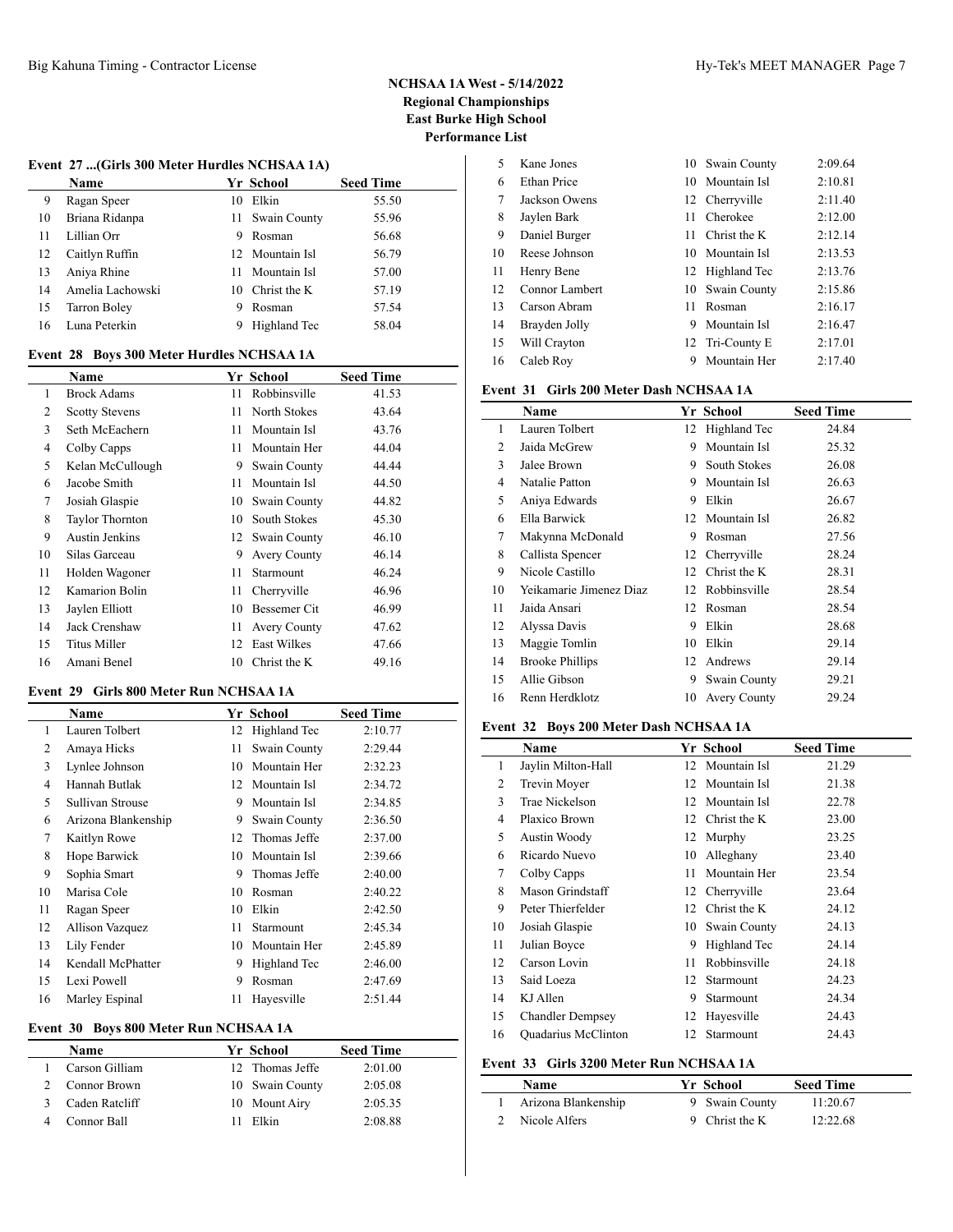## NCHSAA 1A West - 5/14/2022
## Regional Championships
## East Burke High School
## Performance List

### Event 27 ...(Girls 300 Meter Hurdles NCHSAA 1A)

| | Name | Yr | School | Seed Time |
|---|---|---|---|---|
| 9 | Ragan Speer | 10 | Elkin | 55.50 |
| 10 | Briana Ridanpa | 11 | Swain County | 55.96 |
| 11 | Lillian Orr | 9 | Rosman | 56.68 |
| 12 | Caitlyn Ruffin | 12 | Mountain Isl | 56.79 |
| 13 | Aniya Rhine | 11 | Mountain Isl | 57.00 |
| 14 | Amelia Lachowski | 10 | Christ the K | 57.19 |
| 15 | Tarron Boley | 9 | Rosman | 57.54 |
| 16 | Luna Peterkin | 9 | Highland Tec | 58.04 |

### Event 28 Boys 300 Meter Hurdles NCHSAA 1A

| | Name | Yr | School | Seed Time |
|---|---|---|---|---|
| 1 | Brock Adams | 11 | Robbinsville | 41.53 |
| 2 | Scotty Stevens | 11 | North Stokes | 43.64 |
| 3 | Seth McEachern | 11 | Mountain Isl | 43.76 |
| 4 | Colby Capps | 11 | Mountain Her | 44.04 |
| 5 | Kelan McCullough | 9 | Swain County | 44.44 |
| 6 | Jacobe Smith | 11 | Mountain Isl | 44.50 |
| 7 | Josiah Glaspie | 10 | Swain County | 44.82 |
| 8 | Taylor Thornton | 10 | South Stokes | 45.30 |
| 9 | Austin Jenkins | 12 | Swain County | 46.10 |
| 10 | Silas Garceau | 9 | Avery County | 46.14 |
| 11 | Holden Wagoner | 11 | Starmount | 46.24 |
| 12 | Kamarion Bolin | 11 | Cherryville | 46.96 |
| 13 | Jaylen Elliott | 10 | Bessemer Cit | 46.99 |
| 14 | Jack Crenshaw | 11 | Avery County | 47.62 |
| 15 | Titus Miller | 12 | East Wilkes | 47.66 |
| 16 | Amani Benel | 10 | Christ the K | 49.16 |

### Event 29 Girls 800 Meter Run NCHSAA 1A

| | Name | Yr | School | Seed Time |
|---|---|---|---|---|
| 1 | Lauren Tolbert | 12 | Highland Tec | 2:10.77 |
| 2 | Amaya Hicks | 11 | Swain County | 2:29.44 |
| 3 | Lynlee Johnson | 10 | Mountain Her | 2:32.23 |
| 4 | Hannah Butlak | 12 | Mountain Isl | 2:34.72 |
| 5 | Sullivan Strouse | 9 | Mountain Isl | 2:34.85 |
| 6 | Arizona Blankenship | 9 | Swain County | 2:36.50 |
| 7 | Kaitlyn Rowe | 12 | Thomas Jeffe | 2:37.00 |
| 8 | Hope Barwick | 10 | Mountain Isl | 2:39.66 |
| 9 | Sophia Smart | 9 | Thomas Jeffe | 2:40.00 |
| 10 | Marisa Cole | 10 | Rosman | 2:40.22 |
| 11 | Ragan Speer | 10 | Elkin | 2:42.50 |
| 12 | Allison Vazquez | 11 | Starmount | 2:45.34 |
| 13 | Lily Fender | 10 | Mountain Her | 2:45.89 |
| 14 | Kendall McPhatter | 9 | Highland Tec | 2:46.00 |
| 15 | Lexi Powell | 9 | Rosman | 2:47.69 |
| 16 | Marley Espinal | 11 | Hayesville | 2:51.44 |

### Event 30 Boys 800 Meter Run NCHSAA 1A

| | Name | Yr | School | Seed Time |
|---|---|---|---|---|
| 1 | Carson Gilliam | 12 | Thomas Jeffe | 2:01.00 |
| 2 | Connor Brown | 10 | Swain County | 2:05.08 |
| 3 | Caden Ratcliff | 10 | Mount Airy | 2:05.35 |
| 4 | Connor Ball | 11 | Elkin | 2:08.88 |
| 5 | Kane Jones | 10 | Swain County | 2:09.64 |
| 6 | Ethan Price | 10 | Mountain Isl | 2:10.81 |
| 7 | Jackson Owens | 12 | Cherryville | 2:11.40 |
| 8 | Jaylen Bark | 11 | Cherokee | 2:12.00 |
| 9 | Daniel Burger | 11 | Christ the K | 2:12.14 |
| 10 | Reese Johnson | 10 | Mountain Isl | 2:13.53 |
| 11 | Henry Bene | 12 | Highland Tec | 2:13.76 |
| 12 | Connor Lambert | 10 | Swain County | 2:15.86 |
| 13 | Carson Abram | 11 | Rosman | 2:16.17 |
| 14 | Brayden Jolly | 9 | Mountain Isl | 2:16.47 |
| 15 | Will Crayton | 12 | Tri-County E | 2:17.01 |
| 16 | Caleb Roy | 9 | Mountain Her | 2:17.40 |

### Event 31 Girls 200 Meter Dash NCHSAA 1A

| | Name | Yr | School | Seed Time |
|---|---|---|---|---|
| 1 | Lauren Tolbert | 12 | Highland Tec | 24.84 |
| 2 | Jaida McGrew | 9 | Mountain Isl | 25.32 |
| 3 | Jalee Brown | 9 | South Stokes | 26.08 |
| 4 | Natalie Patton | 9 | Mountain Isl | 26.63 |
| 5 | Aniya Edwards | 9 | Elkin | 26.67 |
| 6 | Ella Barwick | 12 | Mountain Isl | 26.82 |
| 7 | Makynna McDonald | 9 | Rosman | 27.56 |
| 8 | Callista Spencer | 12 | Cherryville | 28.24 |
| 9 | Nicole Castillo | 12 | Christ the K | 28.31 |
| 10 | Yeikamarie Jimenez Diaz | 12 | Robbinsville | 28.54 |
| 11 | Jaida Ansari | 12 | Rosman | 28.54 |
| 12 | Alyssa Davis | 9 | Elkin | 28.68 |
| 13 | Maggie Tomlin | 10 | Elkin | 29.14 |
| 14 | Brooke Phillips | 12 | Andrews | 29.14 |
| 15 | Allie Gibson | 9 | Swain County | 29.21 |
| 16 | Renn Herdklotz | 10 | Avery County | 29.24 |

### Event 32 Boys 200 Meter Dash NCHSAA 1A

| | Name | Yr | School | Seed Time |
|---|---|---|---|---|
| 1 | Jaylin Milton-Hall | 12 | Mountain Isl | 21.29 |
| 2 | Trevin Moyer | 12 | Mountain Isl | 21.38 |
| 3 | Trae Nickelson | 12 | Mountain Isl | 22.78 |
| 4 | Plaxico Brown | 12 | Christ the K | 23.00 |
| 5 | Austin Woody | 12 | Murphy | 23.25 |
| 6 | Ricardo Nuevo | 10 | Alleghany | 23.40 |
| 7 | Colby Capps | 11 | Mountain Her | 23.54 |
| 8 | Mason Grindstaff | 12 | Cherryville | 23.64 |
| 9 | Peter Thierfelder | 12 | Christ the K | 24.12 |
| 10 | Josiah Glaspie | 10 | Swain County | 24.13 |
| 11 | Julian Boyce | 9 | Highland Tec | 24.14 |
| 12 | Carson Lovin | 11 | Robbinsville | 24.18 |
| 13 | Said Loeza | 12 | Starmount | 24.23 |
| 14 | KJ Allen | 9 | Starmount | 24.34 |
| 15 | Chandler Dempsey | 12 | Hayesville | 24.43 |
| 16 | Quadarius McClinton | 12 | Starmount | 24.43 |

### Event 33 Girls 3200 Meter Run NCHSAA 1A

| | Name | Yr | School | Seed Time |
|---|---|---|---|---|
| 1 | Arizona Blankenship | 9 | Swain County | 11:20.67 |
| 2 | Nicole Alfers | 9 | Christ the K | 12:22.68 |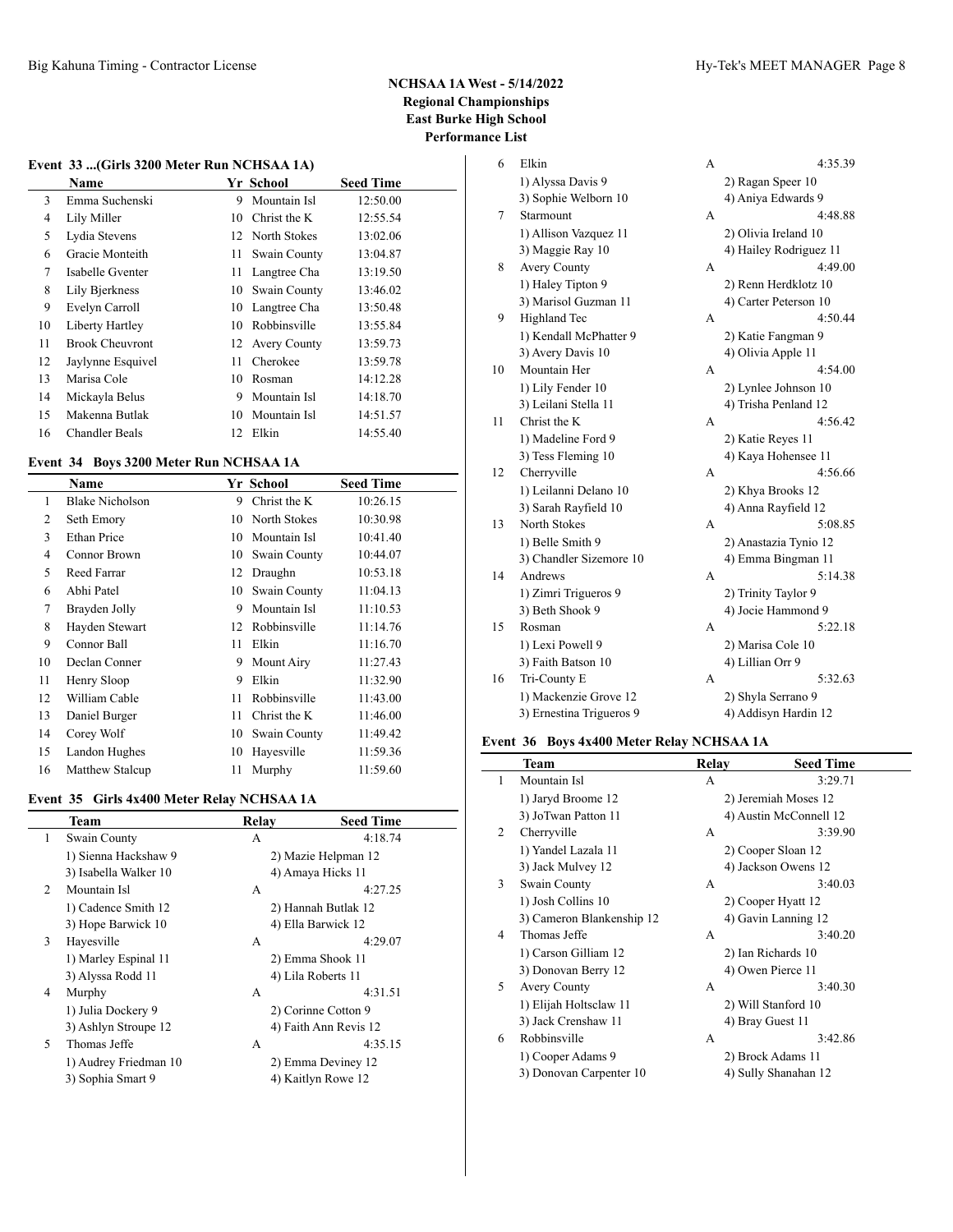# NCHSAA 1A West - 5/14/2022
## Regional Championships
## East Burke High School
## Performance List

### Event 33 ...(Girls 3200 Meter Run NCHSAA 1A)

| | Name | Yr | School | Seed Time |
|---|---|---|---|---|
| 3 | Emma Suchenski | 9 | Mountain Isl | 12:50.00 |
| 4 | Lily Miller | 10 | Christ the K | 12:55.54 |
| 5 | Lydia Stevens | 12 | North Stokes | 13:02.06 |
| 6 | Gracie Monteith | 11 | Swain County | 13:04.87 |
| 7 | Isabelle Gventer | 11 | Langtree Cha | 13:19.50 |
| 8 | Lily Bjerkness | 10 | Swain County | 13:46.02 |
| 9 | Evelyn Carroll | 10 | Langtree Cha | 13:50.48 |
| 10 | Liberty Hartley | 10 | Robbinsville | 13:55.84 |
| 11 | Brook Cheuvront | 12 | Avery County | 13:59.73 |
| 12 | Jaylynne Esquivel | 11 | Cherokee | 13:59.78 |
| 13 | Marisa Cole | 10 | Rosman | 14:12.28 |
| 14 | Mickayla Belus | 9 | Mountain Isl | 14:18.70 |
| 15 | Makenna Butlak | 10 | Mountain Isl | 14:51.57 |
| 16 | Chandler Beals | 12 | Elkin | 14:55.40 |

### Event 34 Boys 3200 Meter Run NCHSAA 1A

| | Name | Yr | School | Seed Time |
|---|---|---|---|---|
| 1 | Blake Nicholson | 9 | Christ the K | 10:26.15 |
| 2 | Seth Emory | 10 | North Stokes | 10:30.98 |
| 3 | Ethan Price | 10 | Mountain Isl | 10:41.40 |
| 4 | Connor Brown | 10 | Swain County | 10:44.07 |
| 5 | Reed Farrar | 12 | Draughn | 10:53.18 |
| 6 | Abhi Patel | 10 | Swain County | 11:04.13 |
| 7 | Brayden Jolly | 9 | Mountain Isl | 11:10.53 |
| 8 | Hayden Stewart | 12 | Robbinsville | 11:14.76 |
| 9 | Connor Ball | 11 | Elkin | 11:16.70 |
| 10 | Declan Conner | 9 | Mount Airy | 11:27.43 |
| 11 | Henry Sloop | 9 | Elkin | 11:32.90 |
| 12 | William Cable | 11 | Robbinsville | 11:43.00 |
| 13 | Daniel Burger | 11 | Christ the K | 11:46.00 |
| 14 | Corey Wolf | 10 | Swain County | 11:49.42 |
| 15 | Landon Hughes | 10 | Hayesville | 11:59.36 |
| 16 | Matthew Stalcup | 11 | Murphy | 11:59.60 |

### Event 35 Girls 4x400 Meter Relay NCHSAA 1A

| | Team | Relay | Seed Time |
|---|---|---|---|
| 1 | Swain County | A | 4:18.74 |
| | 1) Sienna Hackshaw 9 | 2) Mazie Helpman 12 | |
| | 3) Isabella Walker 10 | 4) Amaya Hicks 11 | |
| 2 | Mountain Isl | A | 4:27.25 |
| | 1) Cadence Smith 12 | 2) Hannah Butlak 12 | |
| | 3) Hope Barwick 10 | 4) Ella Barwick 12 | |
| 3 | Hayesville | A | 4:29.07 |
| | 1) Marley Espinal 11 | 2) Emma Shook 11 | |
| | 3) Alyssa Rodd 11 | 4) Lila Roberts 11 | |
| 4 | Murphy | A | 4:31.51 |
| | 1) Julia Dockery 9 | 2) Corinne Cotton 9 | |
| | 3) Ashlyn Stroupe 12 | 4) Faith Ann Revis 12 | |
| 5 | Thomas Jeffe | A | 4:35.15 |
| | 1) Audrey Friedman 10 | 2) Emma Deviney 12 | |
| | 3) Sophia Smart 9 | 4) Kaitlyn Rowe 12 | |
| 6 | Elkin | A | 4:35.39 |
| | 1) Alyssa Davis 9 | 2) Ragan Speer 10 | |
| | 3) Sophie Welborn 10 | 4) Aniya Edwards 9 | |
| 7 | Starmount | A | 4:48.88 |
| | 1) Allison Vazquez 11 | 2) Olivia Ireland 10 | |
| | 3) Maggie Ray 10 | 4) Hailey Rodriguez 11 | |
| 8 | Avery County | A | 4:49.00 |
| | 1) Haley Tipton 9 | 2) Renn Herdklotz 10 | |
| | 3) Marisol Guzman 11 | 4) Carter Peterson 10 | |
| 9 | Highland Tec | A | 4:50.44 |
| | 1) Kendall McPhatter 9 | 2) Katie Fangman 9 | |
| | 3) Avery Davis 10 | 4) Olivia Apple 11 | |
| 10 | Mountain Her | A | 4:54.00 |
| | 1) Lily Fender 10 | 2) Lynlee Johnson 10 | |
| | 3) Leilani Stella 11 | 4) Trisha Penland 12 | |
| 11 | Christ the K | A | 4:56.42 |
| | 1) Madeline Ford 9 | 2) Katie Reyes 11 | |
| | 3) Tess Fleming 10 | 4) Kaya Hohensee 11 | |
| 12 | Cherryville | A | 4:56.66 |
| | 1) Leilanni Delano 10 | 2) Khya Brooks 12 | |
| | 3) Sarah Rayfield 10 | 4) Anna Rayfield 12 | |
| 13 | North Stokes | A | 5:08.85 |
| | 1) Belle Smith 9 | 2) Anastazia Tynio 12 | |
| | 3) Chandler Sizemore 10 | 4) Emma Bingman 11 | |
| 14 | Andrews | A | 5:14.38 |
| | 1) Zimri Trigueros 9 | 2) Trinity Taylor 9 | |
| | 3) Beth Shook 9 | 4) Jocie Hammond 9 | |
| 15 | Rosman | A | 5:22.18 |
| | 1) Lexi Powell 9 | 2) Marisa Cole 10 | |
| | 3) Faith Batson 10 | 4) Lillian Orr 9 | |
| 16 | Tri-County E | A | 5:32.63 |
| | 1) Mackenzie Grove 12 | 2) Shyla Serrano 9 | |
| | 3) Ernestina Trigueros 9 | 4) Addisyn Hardin 12 | |

### Event 36 Boys 4x400 Meter Relay NCHSAA 1A

| | Team | Relay | Seed Time |
|---|---|---|---|
| 1 | Mountain Isl | A | 3:29.71 |
| | 1) Jaryd Broome 12 | 2) Jeremiah Moses 12 | |
| | 3) JoTwan Patton 11 | 4) Austin McConnell 12 | |
| 2 | Cherryville | A | 3:39.90 |
| | 1) Yandel Lazala 11 | 2) Cooper Sloan 12 | |
| | 3) Jack Mulvey 12 | 4) Jackson Owens 12 | |
| 3 | Swain County | A | 3:40.03 |
| | 1) Josh Collins 10 | 2) Cooper Hyatt 12 | |
| | 3) Cameron Blankenship 12 | 4) Gavin Lanning 12 | |
| 4 | Thomas Jeffe | A | 3:40.20 |
| | 1) Carson Gilliam 12 | 2) Ian Richards 10 | |
| | 3) Donovan Berry 12 | 4) Owen Pierce 11 | |
| 5 | Avery County | A | 3:40.30 |
| | 1) Elijah Holtsclaw 11 | 2) Will Stanford 10 | |
| | 3) Jack Crenshaw 11 | 4) Bray Guest 11 | |
| 6 | Robbinsville | A | 3:42.86 |
| | 1) Cooper Adams 9 | 2) Brock Adams 11 | |
| | 3) Donovan Carpenter 10 | 4) Sully Shanahan 12 | |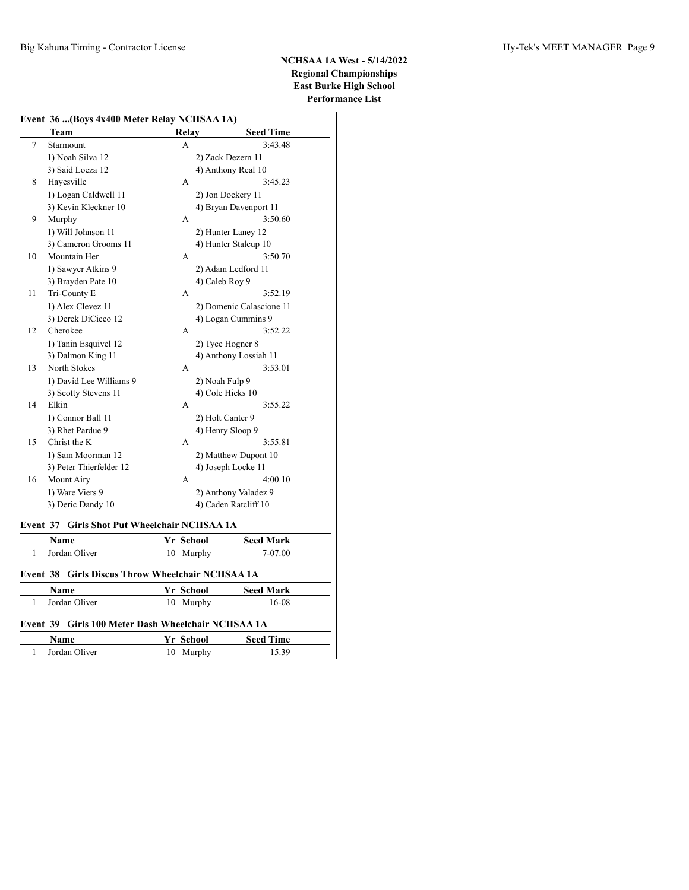# NCHSAA 1A West - 5/14/2022
## Regional Championships
## East Burke High School
## Performance List

### Event 36 ...(Boys 4x400 Meter Relay NCHSAA 1A)

| | Team | Relay | Seed Time |
|---|---|---|---|
| 7 | Starmount | A | 3:43.48 |
| | 1) Noah Silva 12 | 2) Zack Dezern 11 | |
| | 3) Said Loeza 12 | 4) Anthony Real 10 | |
| 8 | Hayesville | A | 3:45.23 |
| | 1) Logan Caldwell 11 | 2) Jon Dockery 11 | |
| | 3) Kevin Kleckner 10 | 4) Bryan Davenport 11 | |
| 9 | Murphy | A | 3:50.60 |
| | 1) Will Johnson 11 | 2) Hunter Laney 12 | |
| | 3) Cameron Grooms 11 | 4) Hunter Stalcup 10 | |
| 10 | Mountain Her | A | 3:50.70 |
| | 1) Sawyer Atkins 9 | 2) Adam Ledford 11 | |
| | 3) Brayden Pate 10 | 4) Caleb Roy 9 | |
| 11 | Tri-County E | A | 3:52.19 |
| | 1) Alex Clevez 11 | 2) Domenic Calascione 11 | |
| | 3) Derek DiCicco 12 | 4) Logan Cummins 9 | |
| 12 | Cherokee | A | 3:52.22 |
| | 1) Tanin Esquivel 12 | 2) Tyce Hogner 8 | |
| | 3) Dalmon King 11 | 4) Anthony Lossiah 11 | |
| 13 | North Stokes | A | 3:53.01 |
| | 1) David Lee Williams 9 | 2) Noah Fulp 9 | |
| | 3) Scotty Stevens 11 | 4) Cole Hicks 10 | |
| 14 | Elkin | A | 3:55.22 |
| | 1) Connor Ball 11 | 2) Holt Canter 9 | |
| | 3) Rhet Pardue 9 | 4) Henry Sloop 9 | |
| 15 | Christ the K | A | 3:55.81 |
| | 1) Sam Moorman 12 | 2) Matthew Dupont 10 | |
| | 3) Peter Thierfelder 12 | 4) Joseph Locke 11 | |
| 16 | Mount Airy | A | 4:00.10 |
| | 1) Ware Viers 9 | 2) Anthony Valadez 9 | |
| | 3) Deric Dandy 10 | 4) Caden Ratcliff 10 | |

### Event 37 Girls Shot Put Wheelchair NCHSAA 1A

| | Name | Yr | School | Seed Mark |
|---|---|---|---|---|
| 1 | Jordan Oliver | 10 | Murphy | 7-07.00 |

### Event 38 Girls Discus Throw Wheelchair NCHSAA 1A

| | Name | Yr | School | Seed Mark |
|---|---|---|---|---|
| 1 | Jordan Oliver | 10 | Murphy | 16-08 |

### Event 39 Girls 100 Meter Dash Wheelchair NCHSAA 1A

| | Name | Yr | School | Seed Time |
|---|---|---|---|---|
| 1 | Jordan Oliver | 10 | Murphy | 15.39 |